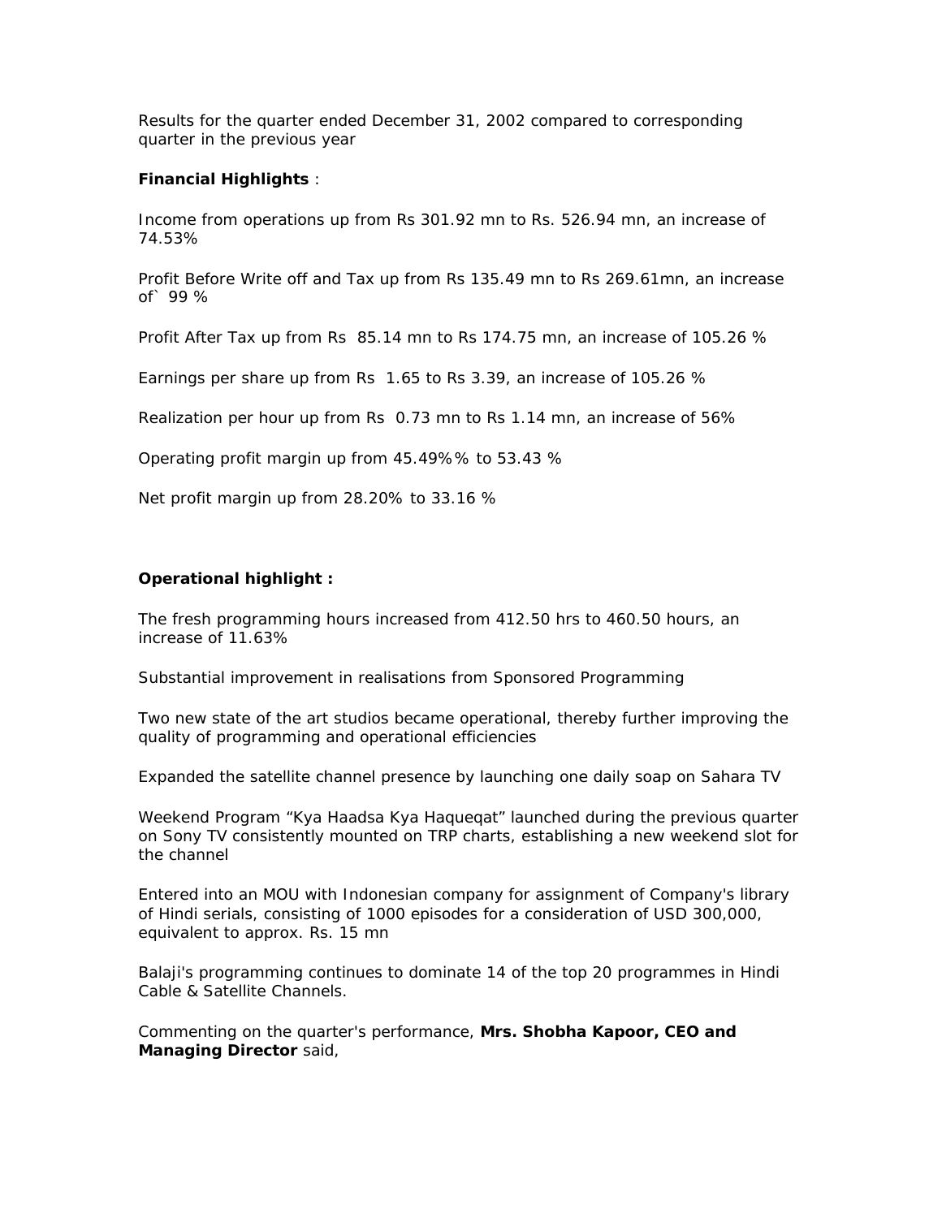Results for the quarter ended December 31, 2002 compared to corresponding quarter in the previous year

**Financial Highlights** :

Income from operations up from Rs 301.92 mn to Rs. 526.94 mn, an increase of 74.53%

Profit Before Write off and Tax up from Rs 135.49 mn to Rs 269.61mn, an increase of` 99 %

Profit After Tax up from Rs 85.14 mn to Rs 174.75 mn, an increase of 105.26 %

Earnings per share up from Rs 1.65 to Rs 3.39, an increase of 105.26 %

Realization per hour up from Rs 0.73 mn to Rs 1.14 mn, an increase of 56%

Operating profit margin up from 45.49%% to 53.43 %

Net profit margin up from 28.20% to 33.16 %

**Operational highlight :**

The fresh programming hours increased from 412.50 hrs to 460.50 hours, an increase of 11.63%

Substantial improvement in realisations from Sponsored Programming

Two new state of the art studios became operational, thereby further improving the quality of programming and operational efficiencies

Expanded the satellite channel presence by launching one daily soap on Sahara TV

Weekend Program "Kya Haadsa Kya Haqueqat" launched during the previous quarter on Sony TV consistently mounted on TRP charts, establishing a new weekend slot for the channel

Entered into an MOU with Indonesian company for assignment of Company's library of Hindi serials, consisting of 1000 episodes for a consideration of USD 300,000, equivalent to approx. Rs. 15 mn

Balaji's programming continues to dominate 14 of the top 20 programmes in Hindi Cable & Satellite Channels.

Commenting on the quarter's performance, **Mrs. Shobha Kapoor, CEO and Managing Director** said,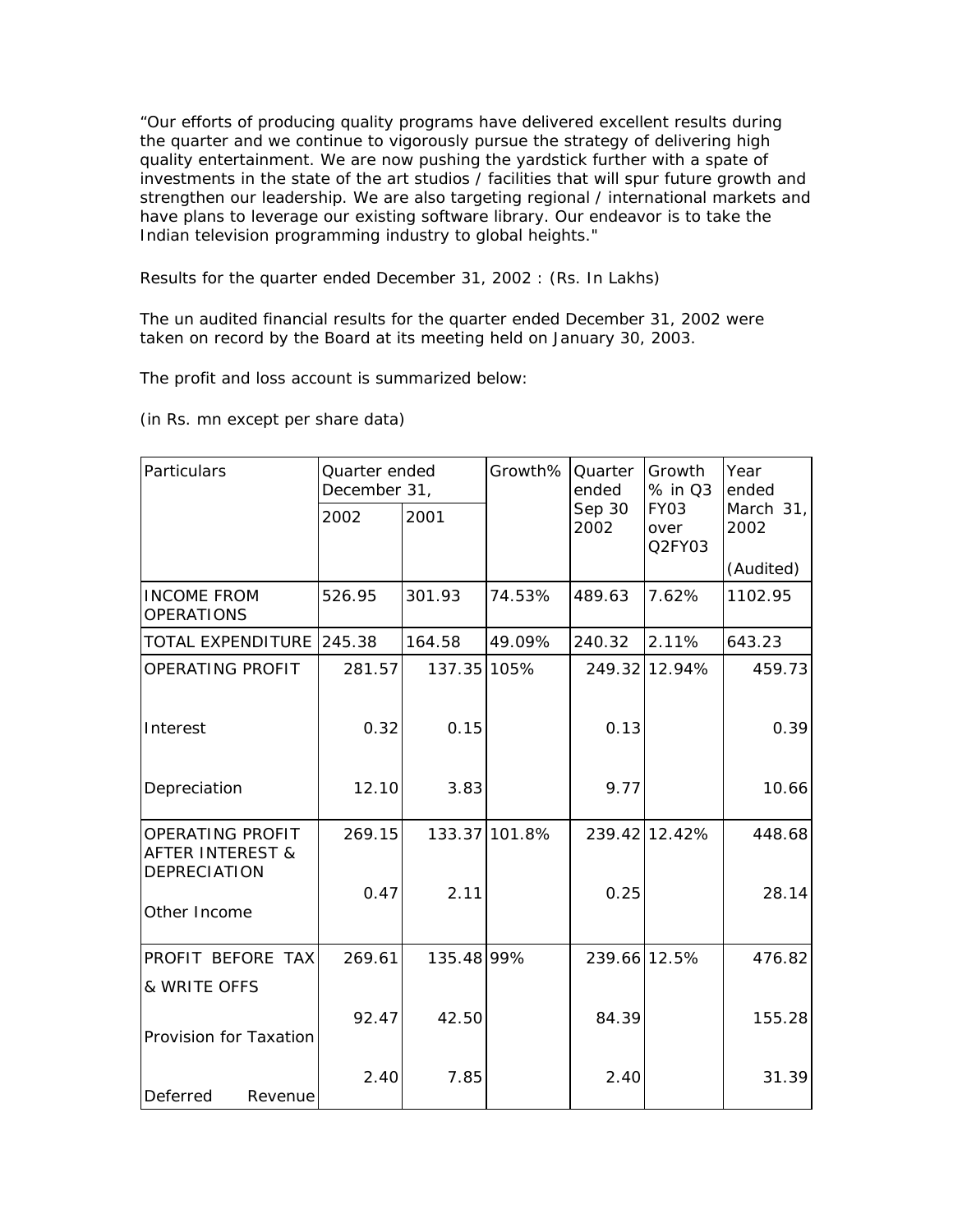"Our efforts of producing quality programs have delivered excellent results during the quarter and we continue to vigorously pursue the strategy of delivering high quality entertainment. We are now pushing the yardstick further with a spate of investments in the state of the art studios / facilities that will spur future growth and strengthen our leadership. We are also targeting regional / international markets and have plans to leverage our existing software library. Our endeavor is to take the Indian television programming industry to global heights."

Results for the quarter ended December 31, 2002 : (Rs. In Lakhs)

The un audited financial results for the quarter ended December 31, 2002 were taken on record by the Board at its meeting held on January 30, 2003.

The profit and loss account is summarized below:

(in Rs. mn except per share data)

| Particulars | Quarter ended December 31, | | Growth% | Quarter ended Sep 30 2002 | Growth % in Q3 FY03 over Q2FY03 | Year ended March 31, 2002 |
|---|---|---|---|---|---|---|
| | 2002 | 2001 | | | | (Audited) |
| INCOME FROM OPERATIONS | 526.95 | 301.93 | 74.53% | 489.63 | 7.62% | 1102.95 |
| TOTAL EXPENDITURE | 245.38 | 164.58 | 49.09% | 240.32 | 2.11% | 643.23 |
| OPERATING PROFIT | 281.57 | 137.35 | 105% | 249.32 | 12.94% | 459.73 |
| Interest | 0.32 | 0.15 | | 0.13 | | 0.39 |
| Depreciation | 12.10 | 3.83 | | 9.77 | | 10.66 |
| OPERATING PROFIT AFTER INTEREST & DEPRECIATION | 269.15 | 133.37 | 101.8% | 239.42 | 12.42% | 448.68 |
| Other Income | 0.47 | 2.11 | | 0.25 | | 28.14 |
| PROFIT BEFORE TAX & WRITE OFFS | 269.61 | 135.48 | 99% | 239.66 | 12.5% | 476.82 |
| Provision for Taxation | 92.47 | 42.50 | | 84.39 | | 155.28 |
| Deferred Revenue | 2.40 | 7.85 | | 2.40 | | 31.39 |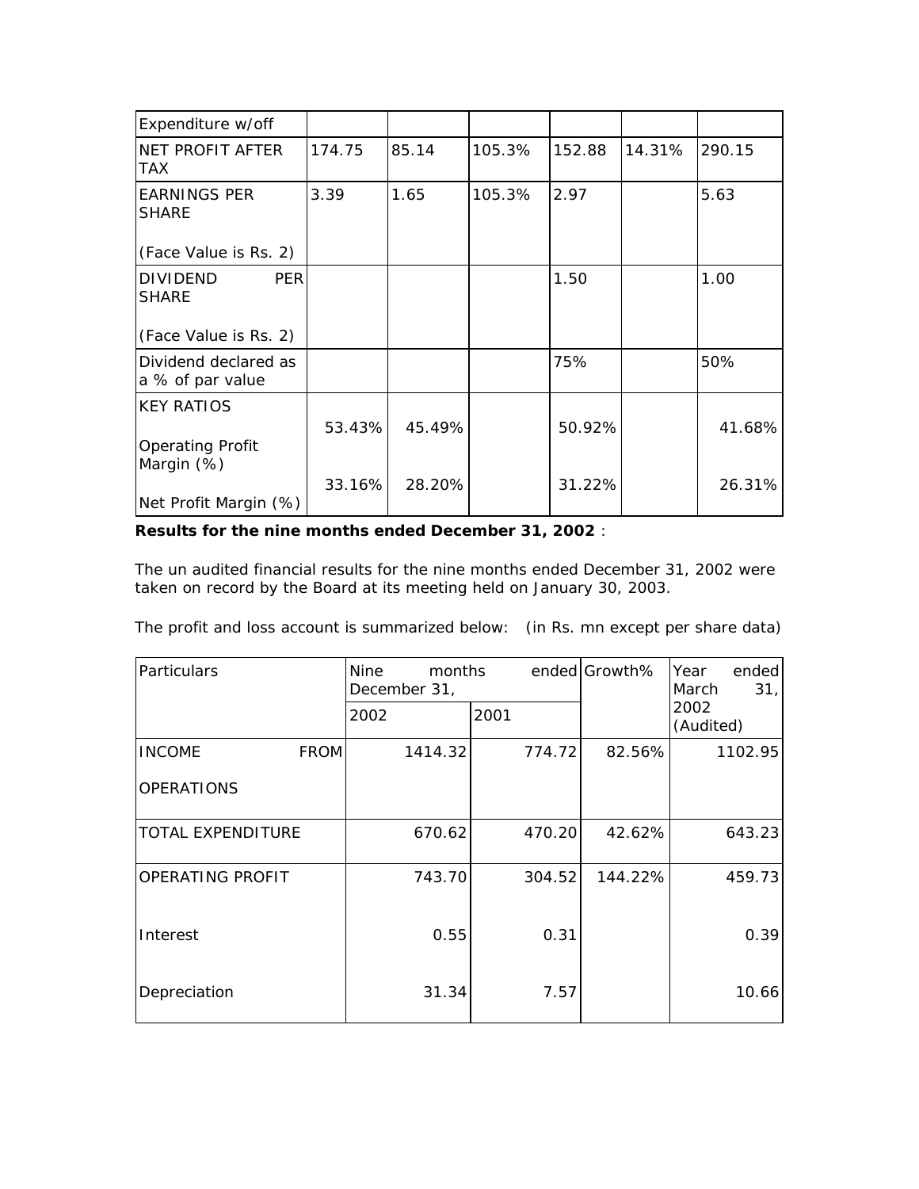| Expenditure w/off | | | | | | |
|---|---|---|---|---|---|---|
| NET PROFIT AFTER TAX | 174.75 | 85.14 | 105.3% | 152.88 | 14.31% | 290.15 |
| EARNINGS PER SHARE<br><br>(Face Value is Rs. 2) | 3.39 | 1.65 | 105.3% | 2.97 | | 5.63 |
| DIVIDEND PER SHARE<br><br>(Face Value is Rs. 2) | | | | 1.50 | | 1.00 |
| Dividend declared as a % of par value | | | | 75% | | 50% |
| KEY RATIOS<br><br>Operating Profit Margin (%)<br><br>Net Profit Margin (%) | 53.43%<br><br>33.16% | 45.49%<br><br>28.20% | | 50.92%<br><br>31.22% | | 41.68%<br><br>26.31% |

**Results for the nine months ended December 31, 2002** :

The un audited financial results for the nine months ended December 31, 2002 were taken on record by the Board at its meeting held on January 30, 2003.

The profit and loss account is summarized below: (in Rs. mn except per share data)

| Particulars | Nine months ended December 31, | | Growth% | Year ended March 31, 2002 (Audited) |
|---|---|---|---|---|
| | 2002 | 2001 | | |
| INCOME FROM OPERATIONS | 1414.32 | 774.72 | 82.56% | 1102.95 |
| TOTAL EXPENDITURE | 670.62 | 470.20 | 42.62% | 643.23 |
| OPERATING PROFIT | 743.70 | 304.52 | 144.22% | 459.73 |
| Interest | 0.55 | 0.31 | | 0.39 |
| Depreciation | 31.34 | 7.57 | | 10.66 |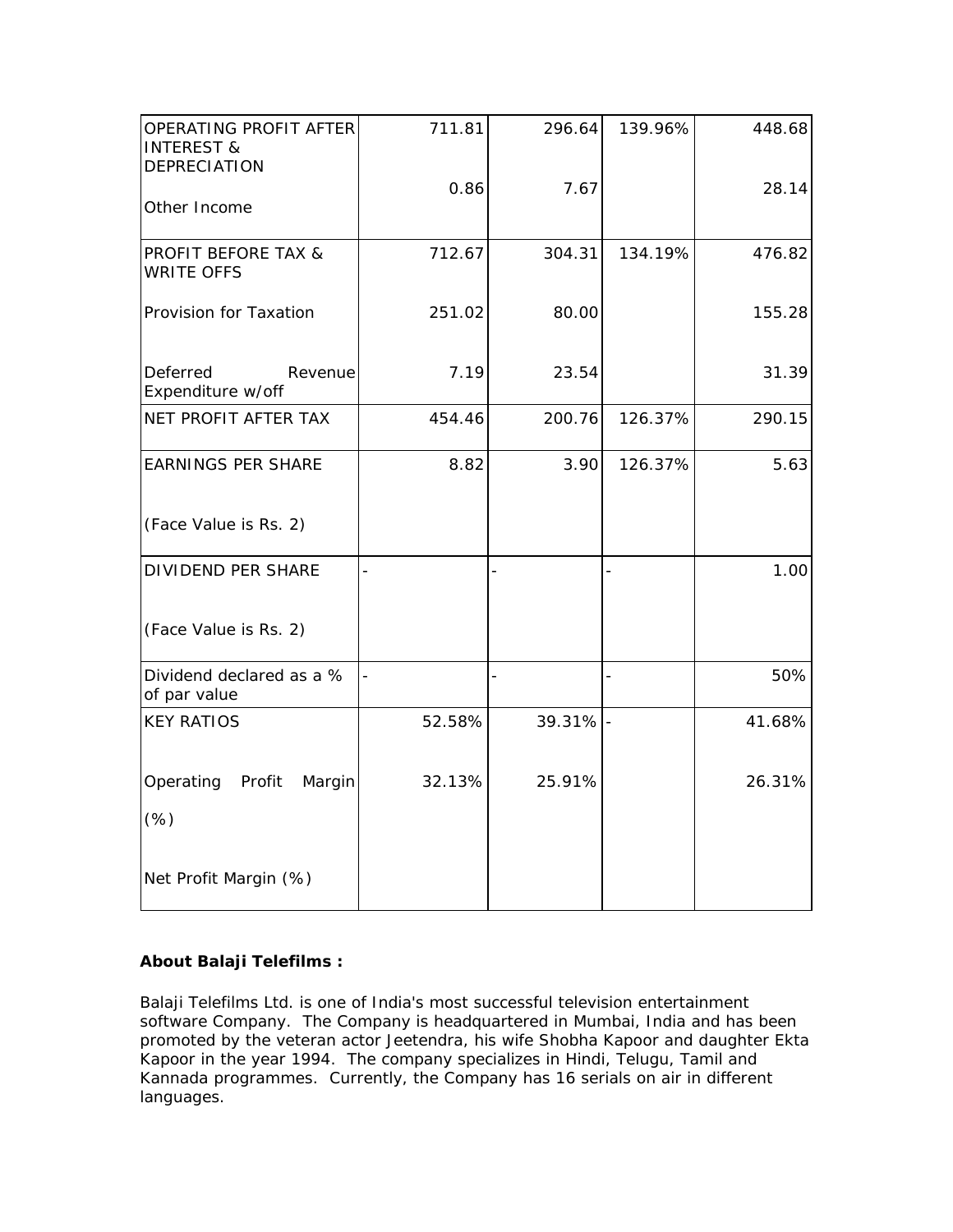| | | | | |
|---|---|---|---|---|
| OPERATING PROFIT AFTER INTEREST & DEPRECIATION<br><br>Other Income | 711.81<br><br>0.86 | 296.64<br><br>7.67 | 139.96% | 448.68<br><br>28.14 |
| PROFIT BEFORE TAX & WRITE OFFS<br><br>Provision for Taxation<br><br>Deferred Revenue Expenditure w/off | 712.67<br><br>251.02<br><br>7.19 | 304.31<br><br>80.00<br><br>23.54 | 134.19% | 476.82<br><br>155.28<br><br>31.39 |
| NET PROFIT AFTER TAX | 454.46 | 200.76 | 126.37% | 290.15 |
| EARNINGS PER SHARE<br><br>(Face Value is Rs. 2) | 8.82 | 3.90 | 126.37% | 5.63 |
| DIVIDEND PER SHARE<br><br>(Face Value is Rs. 2) | - | - | - | 1.00 |
| Dividend declared as a % of par value | - | - | - | 50% |
| KEY RATIOS<br><br>Operating Profit Margin (%)<br><br>Net Profit Margin (%) | 52.58%<br><br>32.13% | 39.31%<br><br>25.91% | - | 41.68%<br><br>26.31% |

**About Balaji Telefilms :**

Balaji Telefilms Ltd. is one of India's most successful television entertainment software Company. The Company is headquartered in Mumbai, India and has been promoted by the veteran actor Jeetendra, his wife Shobha Kapoor and daughter Ekta Kapoor in the year 1994. The company specializes in Hindi, Telugu, Tamil and Kannada programmes. Currently, the Company has 16 serials on air in different languages.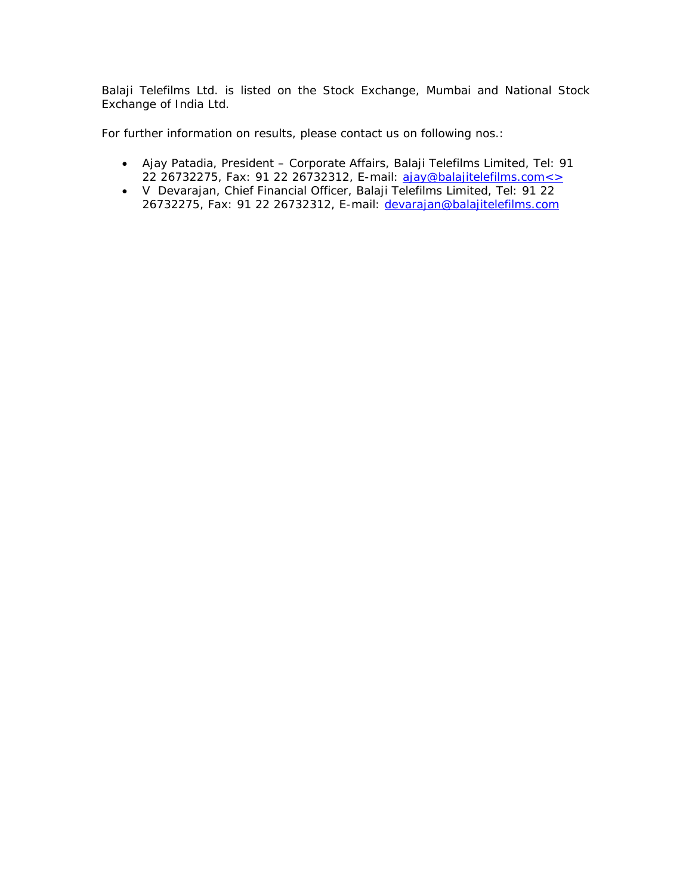Balaji Telefilms Ltd. is listed on the Stock Exchange, Mumbai and National Stock Exchange of India Ltd.

For further information on results, please contact us on following nos.:

- Ajay Patadia, President – Corporate Affairs, Balaji Telefilms Limited, Tel: 91 22 26732275, Fax: 91 22 26732312, E-mail: ajay@balajitelefilms.com<>
- V Devarajan, Chief Financial Officer, Balaji Telefilms Limited, Tel: 91 22 26732275, Fax: 91 22 26732312, E-mail: devarajan@balajitelefilms.com